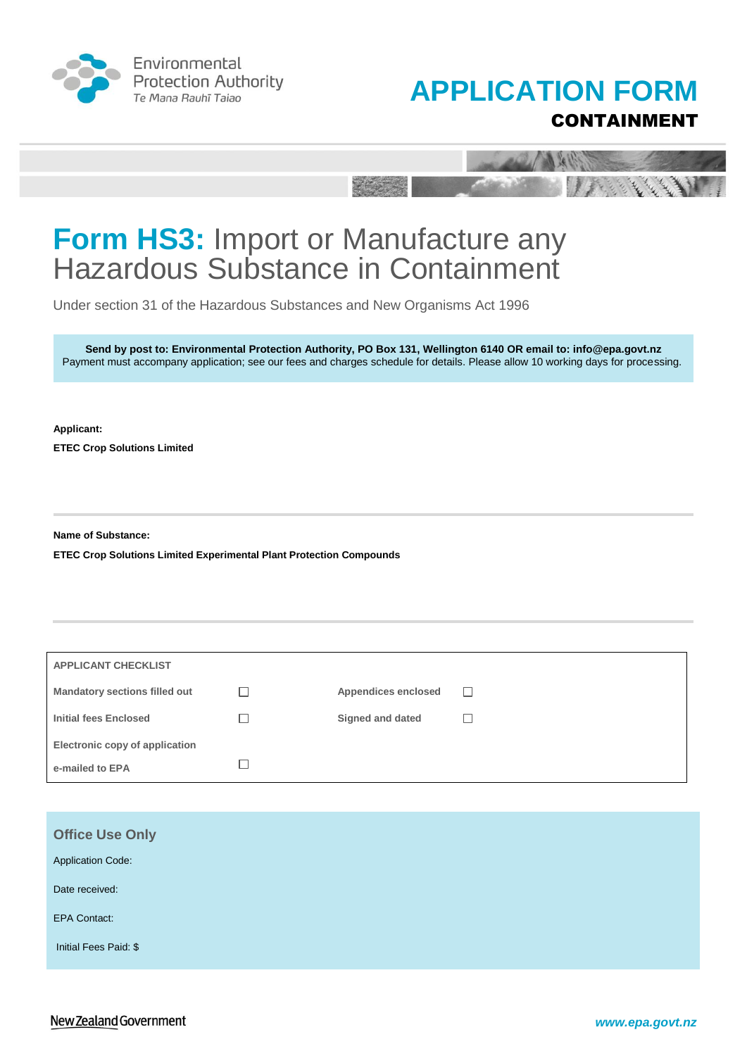Environmental Protection Authority
*Te Mana Rauhī Taiao*

# APPLICATION FORM
## CONTAINMENT

# **Form HS3:** Import or Manufacture any Hazardous Substance in Containment

Under section 31 of the Hazardous Substances and New Organisms Act 1996

**Send by post to: Environmental Protection Authority, PO Box 131, Wellington 6140 OR email to: info@epa.govt.nz**
Payment must accompany application; see our fees and charges schedule for details. Please allow 10 working days for processing.

**Applicant:**

**ETEC Crop Solutions Limited**

**Name of Substance:**

**ETEC Crop Solutions Limited Experimental Plant Protection Compounds**

| APPLICANT CHECKLIST | | | |
|---|---|---|---|
| Mandatory sections filled out | ☐ | Appendices enclosed | ☐ |
| Initial fees Enclosed | ☐ | Signed and dated | ☐ |
| Electronic copy of application e-mailed to EPA | ☐ | | |

### Office Use Only

Application Code:

Date received:

EPA Contact:

Initial Fees Paid: $

New Zealand Government

www.epa.govt.nz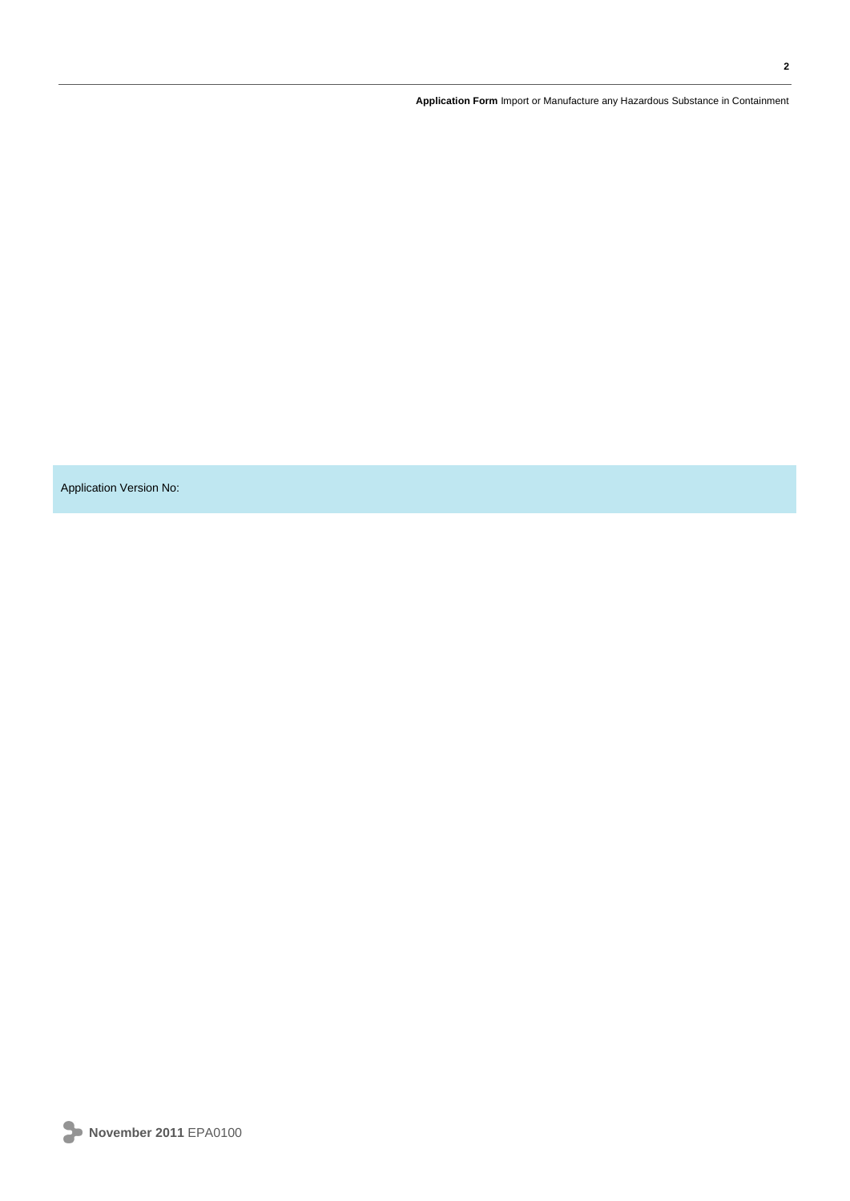Application Version No: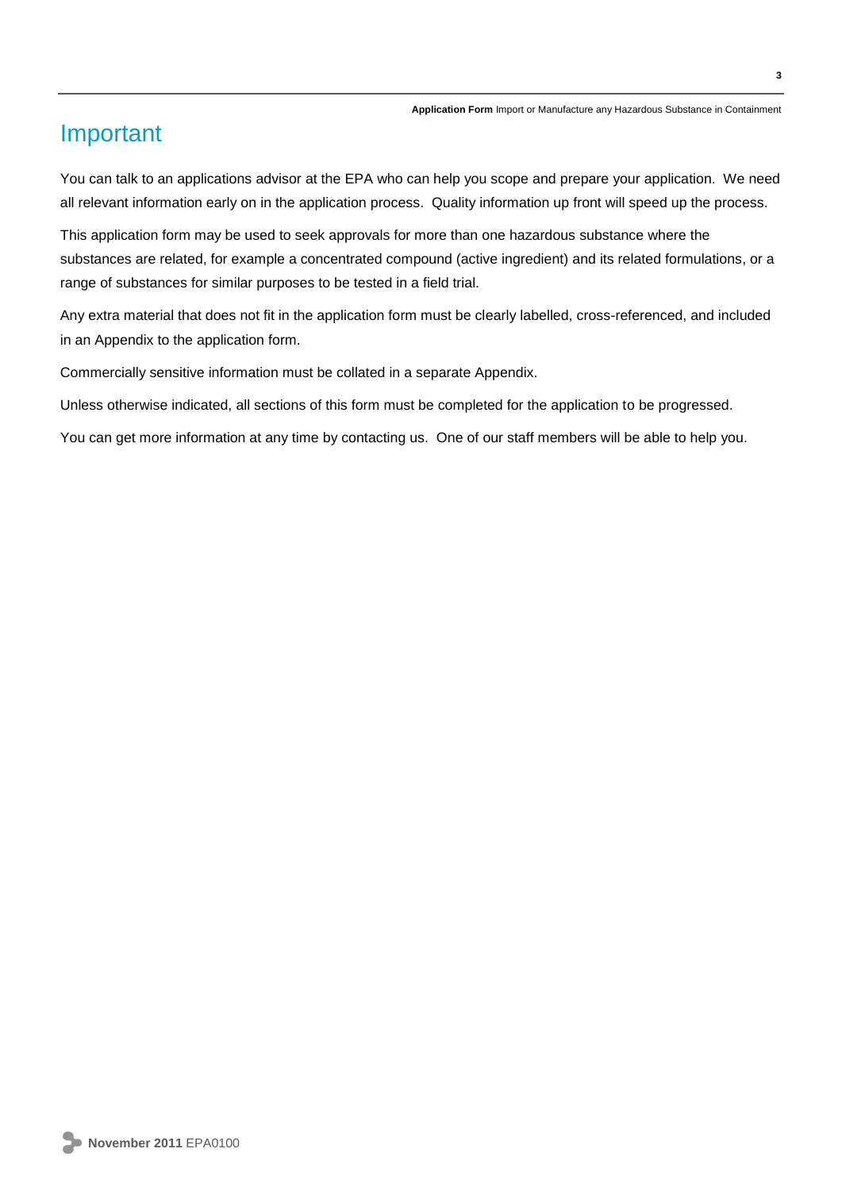# Important

You can talk to an applications advisor at the EPA who can help you scope and prepare your application. We need all relevant information early on in the application process. Quality information up front will speed up the process.

This application form may be used to seek approvals for more than one hazardous substance where the substances are related, for example a concentrated compound (active ingredient) and its related formulations, or a range of substances for similar purposes to be tested in a field trial.

Any extra material that does not fit in the application form must be clearly labelled, cross-referenced, and included in an Appendix to the application form.

Commercially sensitive information must be collated in a separate Appendix.

Unless otherwise indicated, all sections of this form must be completed for the application to be progressed.

You can get more information at any time by contacting us. One of our staff members will be able to help you.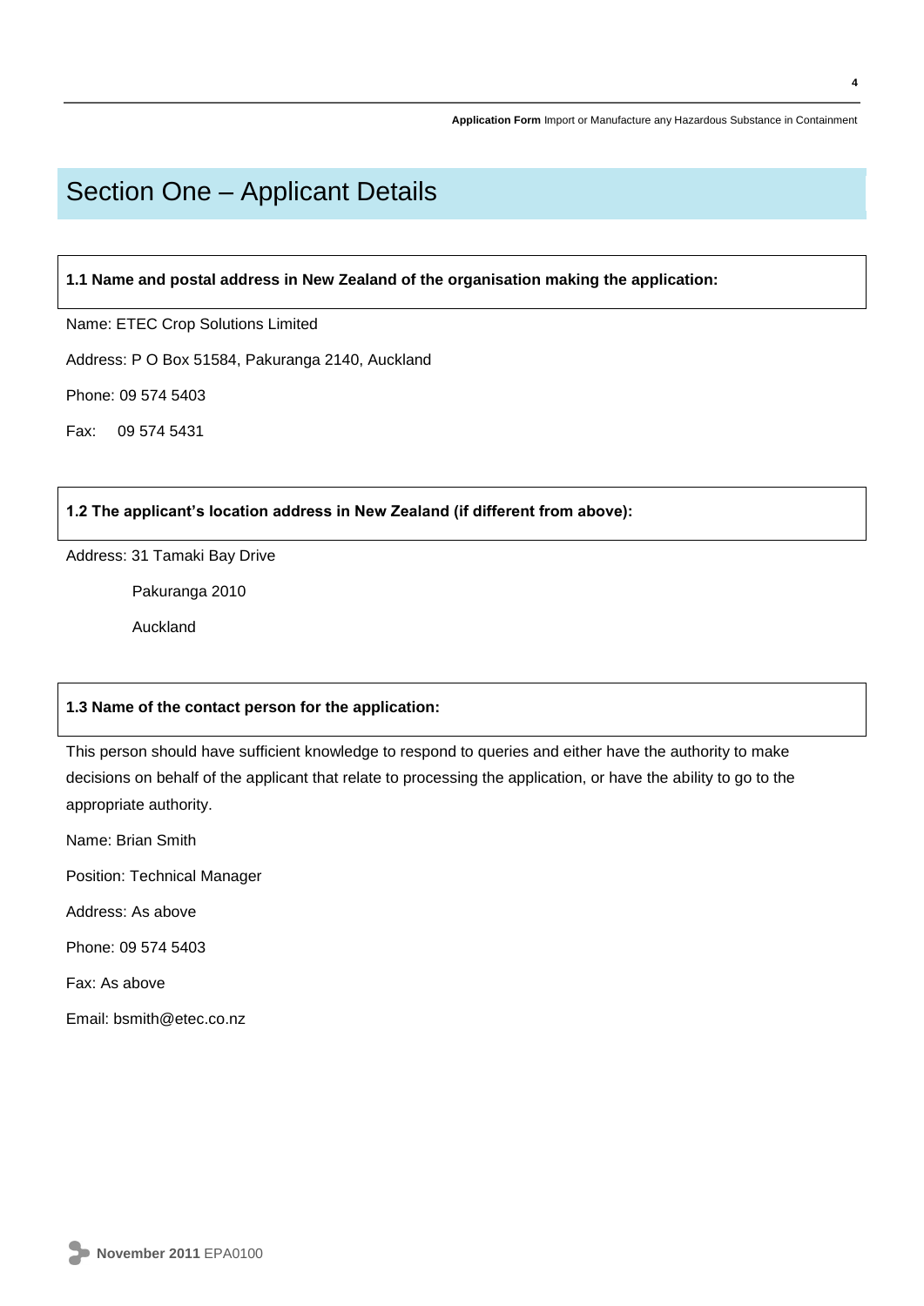# Section One – Applicant Details

**1.1 Name and postal address in New Zealand of the organisation making the application:**

Name: ETEC Crop Solutions Limited

Address: P O Box 51584, Pakuranga 2140, Auckland

Phone: 09 574 5403

Fax: 09 574 5431

**1.2 The applicant's location address in New Zealand (if different from above):**

Address: 31 Tamaki Bay Drive

Pakuranga 2010

Auckland

**1.3 Name of the contact person for the application:**

This person should have sufficient knowledge to respond to queries and either have the authority to make decisions on behalf of the applicant that relate to processing the application, or have the ability to go to the appropriate authority.

Name: Brian Smith

Position: Technical Manager

Address: As above

Phone: 09 574 5403

Fax: As above

Email: bsmith@etec.co.nz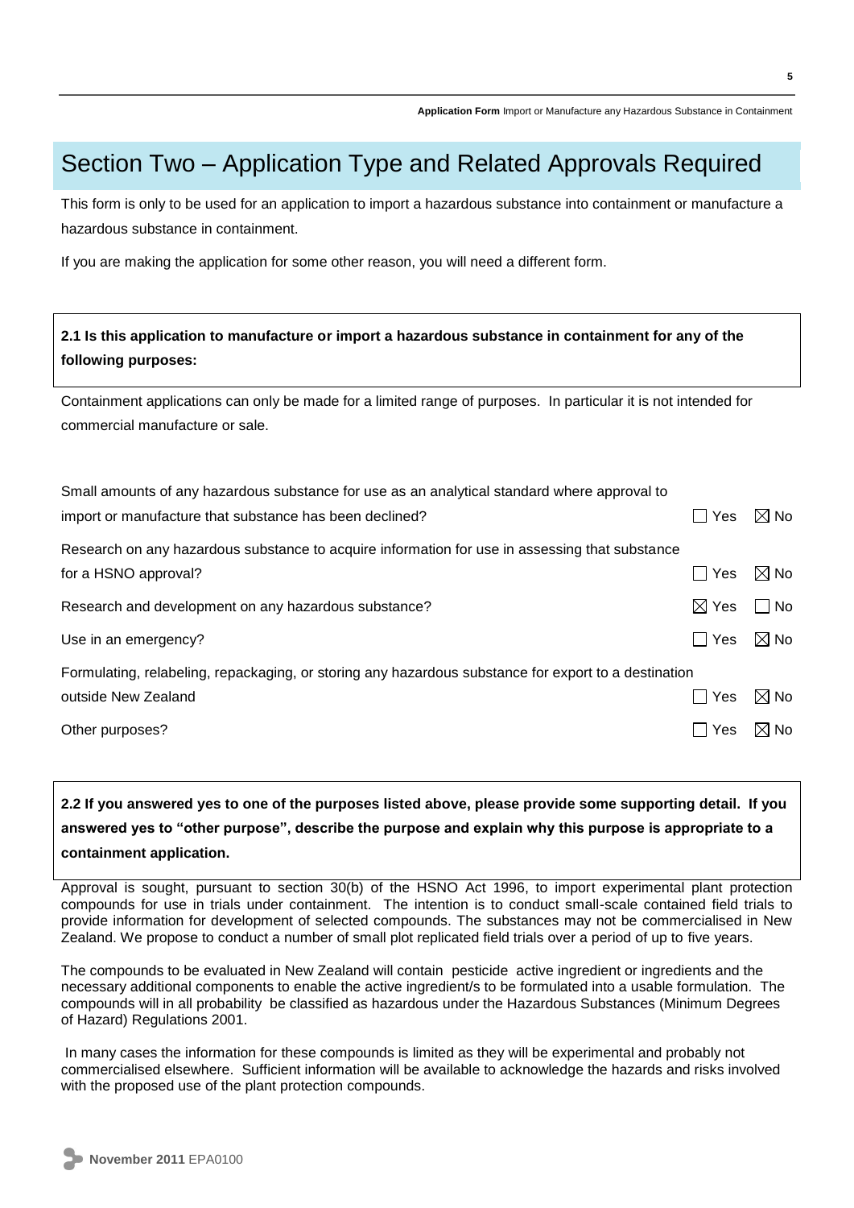# Section Two – Application Type and Related Approvals Required

This form is only to be used for an application to import a hazardous substance into containment or manufacture a hazardous substance in containment.

If you are making the application for some other reason, you will need a different form.

**2.1 Is this application to manufacture or import a hazardous substance in containment for any of the following purposes:**

Containment applications can only be made for a limited range of purposes. In particular it is not intended for commercial manufacture or sale.

| | | |
|---|---|---|
| Small amounts of any hazardous substance for use as an analytical standard where approval to import or manufacture that substance has been declined? | ☐ Yes | ☒ No |
| Research on any hazardous substance to acquire information for use in assessing that substance for a HSNO approval? | ☐ Yes | ☒ No |
| Research and development on any hazardous substance? | ☒ Yes | ☐ No |
| Use in an emergency? | ☐ Yes | ☒ No |
| Formulating, relabeling, repackaging, or storing any hazardous substance for export to a destination outside New Zealand | ☐ Yes | ☒ No |
| Other purposes? | ☐ Yes | ☒ No |

**2.2 If you answered yes to one of the purposes listed above, please provide some supporting detail. If you answered yes to "other purpose", describe the purpose and explain why this purpose is appropriate to a containment application.**

Approval is sought, pursuant to section 30(b) of the HSNO Act 1996, to import experimental plant protection compounds for use in trials under containment. The intention is to conduct small-scale contained field trials to provide information for development of selected compounds. The substances may not be commercialised in New Zealand. We propose to conduct a number of small plot replicated field trials over a period of up to five years.

The compounds to be evaluated in New Zealand will contain pesticide active ingredient or ingredients and the necessary additional components to enable the active ingredient/s to be formulated into a usable formulation. The compounds will in all probability be classified as hazardous under the Hazardous Substances (Minimum Degrees of Hazard) Regulations 2001.

In many cases the information for these compounds is limited as they will be experimental and probably not commercialised elsewhere. Sufficient information will be available to acknowledge the hazards and risks involved with the proposed use of the plant protection compounds.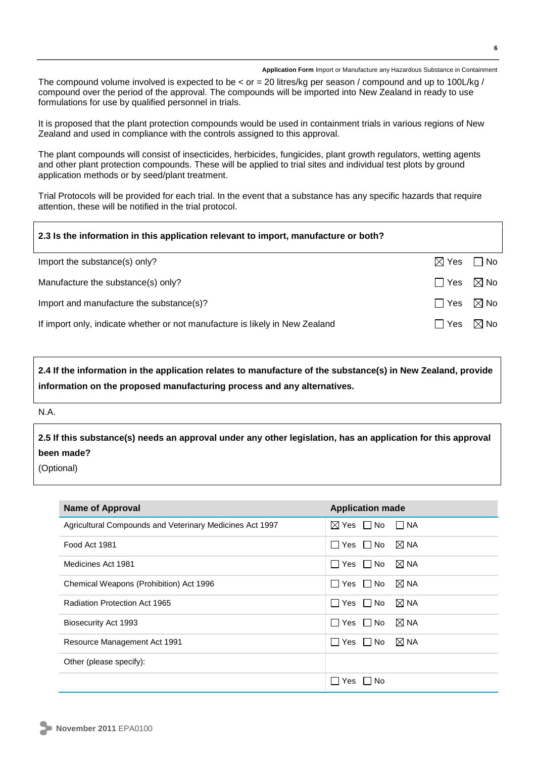The compound volume involved is expected to be < or = 20 litres/kg per season / compound and up to 100L/kg / compound over the period of the approval. The compounds will be imported into New Zealand in ready to use formulations for use by qualified personnel in trials.

It is proposed that the plant protection compounds would be used in containment trials in various regions of New Zealand and used in compliance with the controls assigned to this approval.

The plant compounds will consist of insecticides, herbicides, fungicides, plant growth regulators, wetting agents and other plant protection compounds. These will be applied to trial sites and individual test plots by ground application methods or by seed/plant treatment.

Trial Protocols will be provided for each trial. In the event that a substance has any specific hazards that require attention, these will be notified in the trial protocol.

**2.3 Is the information in this application relevant to import, manufacture or both?**

| | | |
|---|---|---|
| Import the substance(s) only? | ☒ Yes | ☐ No |
| Manufacture the substance(s) only? | ☐ Yes | ☒ No |
| Import and manufacture the substance(s)? | ☐ Yes | ☒ No |
| If import only, indicate whether or not manufacture is likely in New Zealand | ☐ Yes | ☒ No |

**2.4 If the information in the application relates to manufacture of the substance(s) in New Zealand, provide information on the proposed manufacturing process and any alternatives.**

N.A.

**2.5 If this substance(s) needs an approval under any other legislation, has an application for this approval been made?**

(Optional)

| Name of Approval | Application made |
|---|---|
| Agricultural Compounds and Veterinary Medicines Act 1997 | ☒ Yes ☐ No ☐ NA |
| Food Act 1981 | ☐ Yes ☐ No ☒ NA |
| Medicines Act 1981 | ☐ Yes ☐ No ☒ NA |
| Chemical Weapons (Prohibition) Act 1996 | ☐ Yes ☐ No ☒ NA |
| Radiation Protection Act 1965 | ☐ Yes ☐ No ☒ NA |
| Biosecurity Act 1993 | ☐ Yes ☐ No ☒ NA |
| Resource Management Act 1991 | ☐ Yes ☐ No ☒ NA |
| Other (please specify): | |
| | ☐ Yes ☐ No |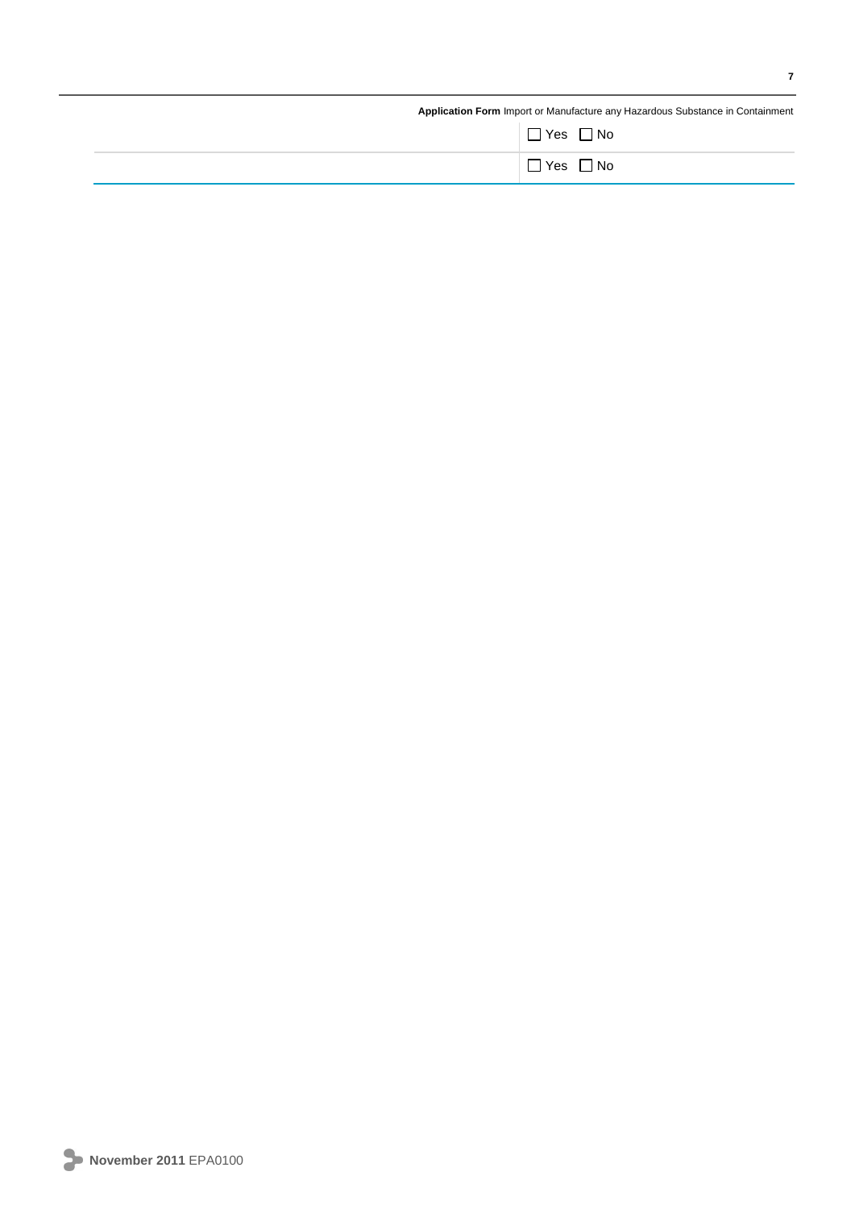| | |
|---|---|
| | ☐ Yes ☐ No |
| | ☐ Yes ☐ No |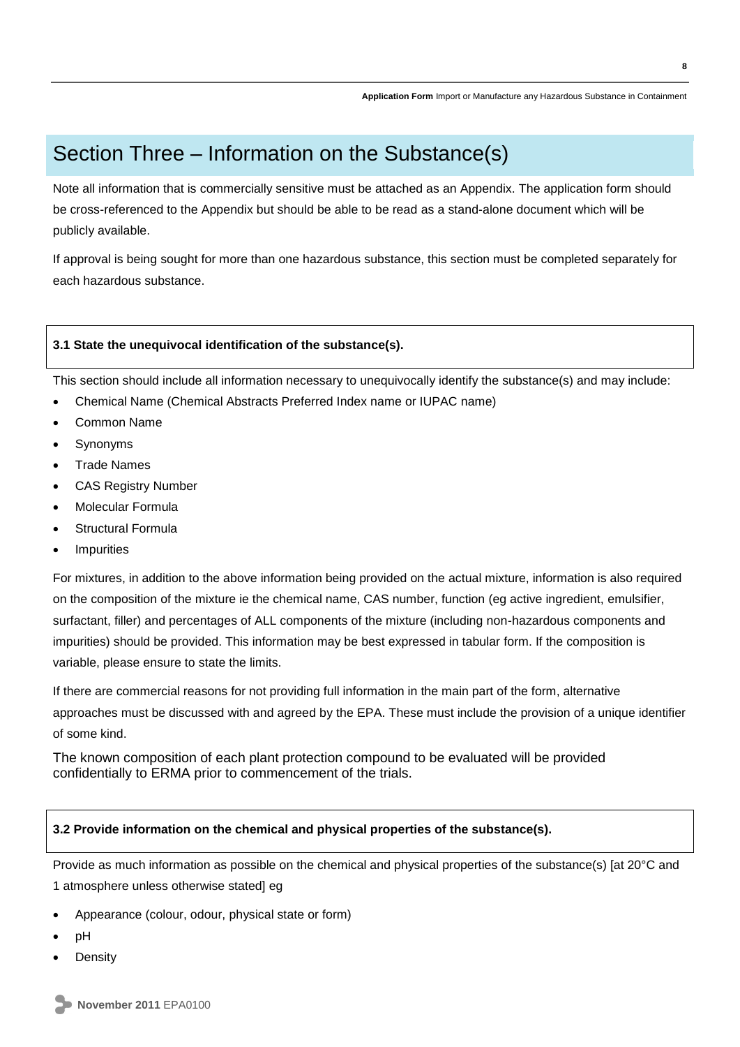# Section Three – Information on the Substance(s)

Note all information that is commercially sensitive must be attached as an Appendix. The application form should be cross-referenced to the Appendix but should be able to be read as a stand-alone document which will be publicly available.

If approval is being sought for more than one hazardous substance, this section must be completed separately for each hazardous substance.

**3.1 State the unequivocal identification of the substance(s).**

This section should include all information necessary to unequivocally identify the substance(s) and may include:

- Chemical Name (Chemical Abstracts Preferred Index name or IUPAC name)
- Common Name
- Synonyms
- Trade Names
- CAS Registry Number
- Molecular Formula
- Structural Formula
- Impurities

For mixtures, in addition to the above information being provided on the actual mixture, information is also required on the composition of the mixture ie the chemical name, CAS number, function (eg active ingredient, emulsifier, surfactant, filler) and percentages of ALL components of the mixture (including non-hazardous components and impurities) should be provided. This information may be best expressed in tabular form. If the composition is variable, please ensure to state the limits.

If there are commercial reasons for not providing full information in the main part of the form, alternative approaches must be discussed with and agreed by the EPA. These must include the provision of a unique identifier of some kind.

The known composition of each plant protection compound to be evaluated will be provided confidentially to ERMA prior to commencement of the trials.

**3.2 Provide information on the chemical and physical properties of the substance(s).**

Provide as much information as possible on the chemical and physical properties of the substance(s) [at 20°C and 1 atmosphere unless otherwise stated] eg

- Appearance (colour, odour, physical state or form)
- pH
- Density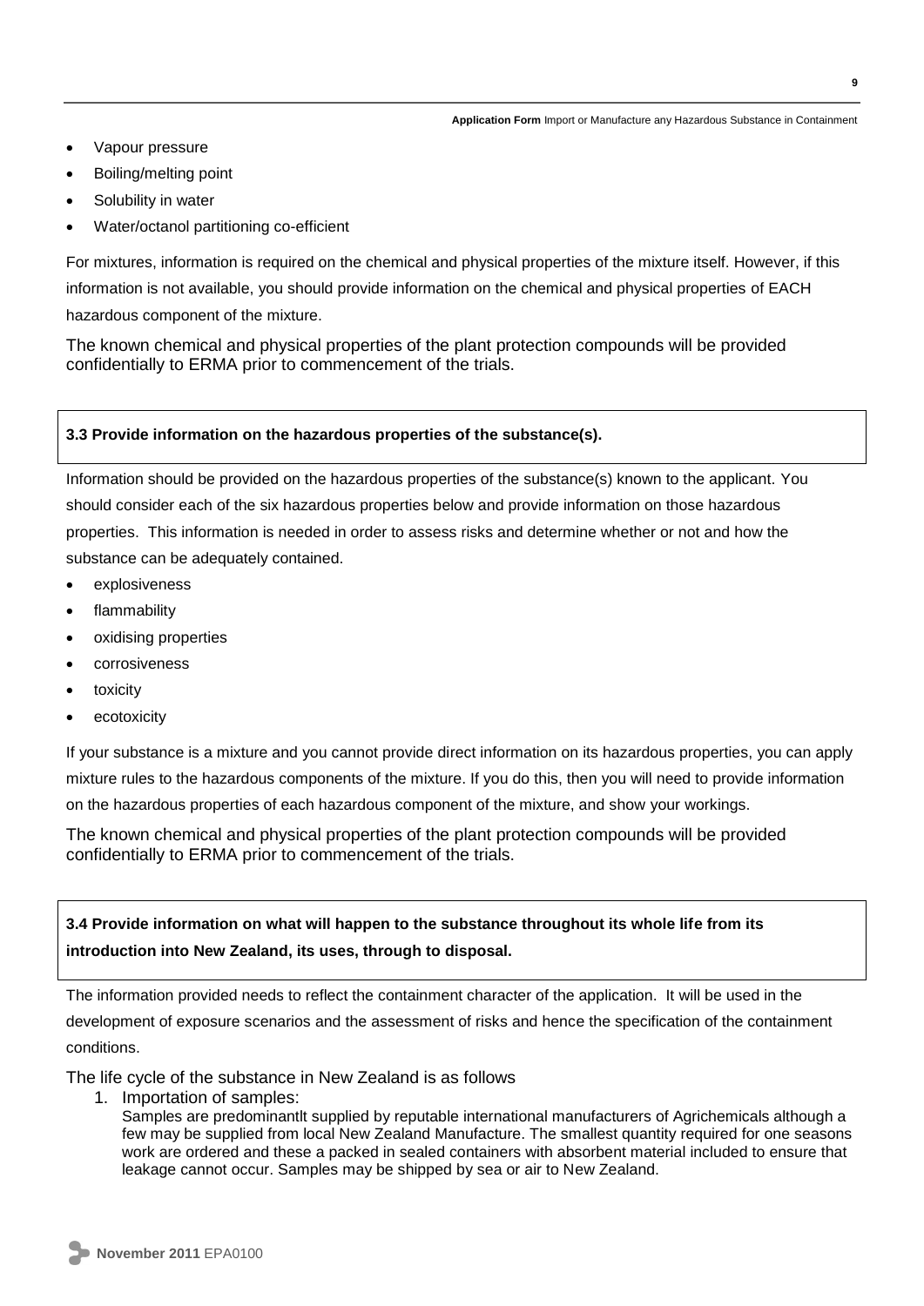- Vapour pressure
- Boiling/melting point
- Solubility in water
- Water/octanol partitioning co-efficient

For mixtures, information is required on the chemical and physical properties of the mixture itself. However, if this information is not available, you should provide information on the chemical and physical properties of EACH hazardous component of the mixture.

The known chemical and physical properties of the plant protection compounds will be provided confidentially to ERMA prior to commencement of the trials.

**3.3 Provide information on the hazardous properties of the substance(s).**

Information should be provided on the hazardous properties of the substance(s) known to the applicant. You should consider each of the six hazardous properties below and provide information on those hazardous properties. This information is needed in order to assess risks and determine whether or not and how the substance can be adequately contained.

- explosiveness
- flammability
- oxidising properties
- corrosiveness
- toxicity
- ecotoxicity

If your substance is a mixture and you cannot provide direct information on its hazardous properties, you can apply mixture rules to the hazardous components of the mixture. If you do this, then you will need to provide information on the hazardous properties of each hazardous component of the mixture, and show your workings.

The known chemical and physical properties of the plant protection compounds will be provided confidentially to ERMA prior to commencement of the trials.

**3.4 Provide information on what will happen to the substance throughout its whole life from its introduction into New Zealand, its uses, through to disposal.**

The information provided needs to reflect the containment character of the application. It will be used in the development of exposure scenarios and the assessment of risks and hence the specification of the containment conditions.

The life cycle of the substance in New Zealand is as follows

1. Importation of samples:
   Samples are predominantlt supplied by reputable international manufacturers of Agrichemicals although a few may be supplied from local New Zealand Manufacture. The smallest quantity required for one seasons work are ordered and these a packed in sealed containers with absorbent material included to ensure that leakage cannot occur. Samples may be shipped by sea or air to New Zealand.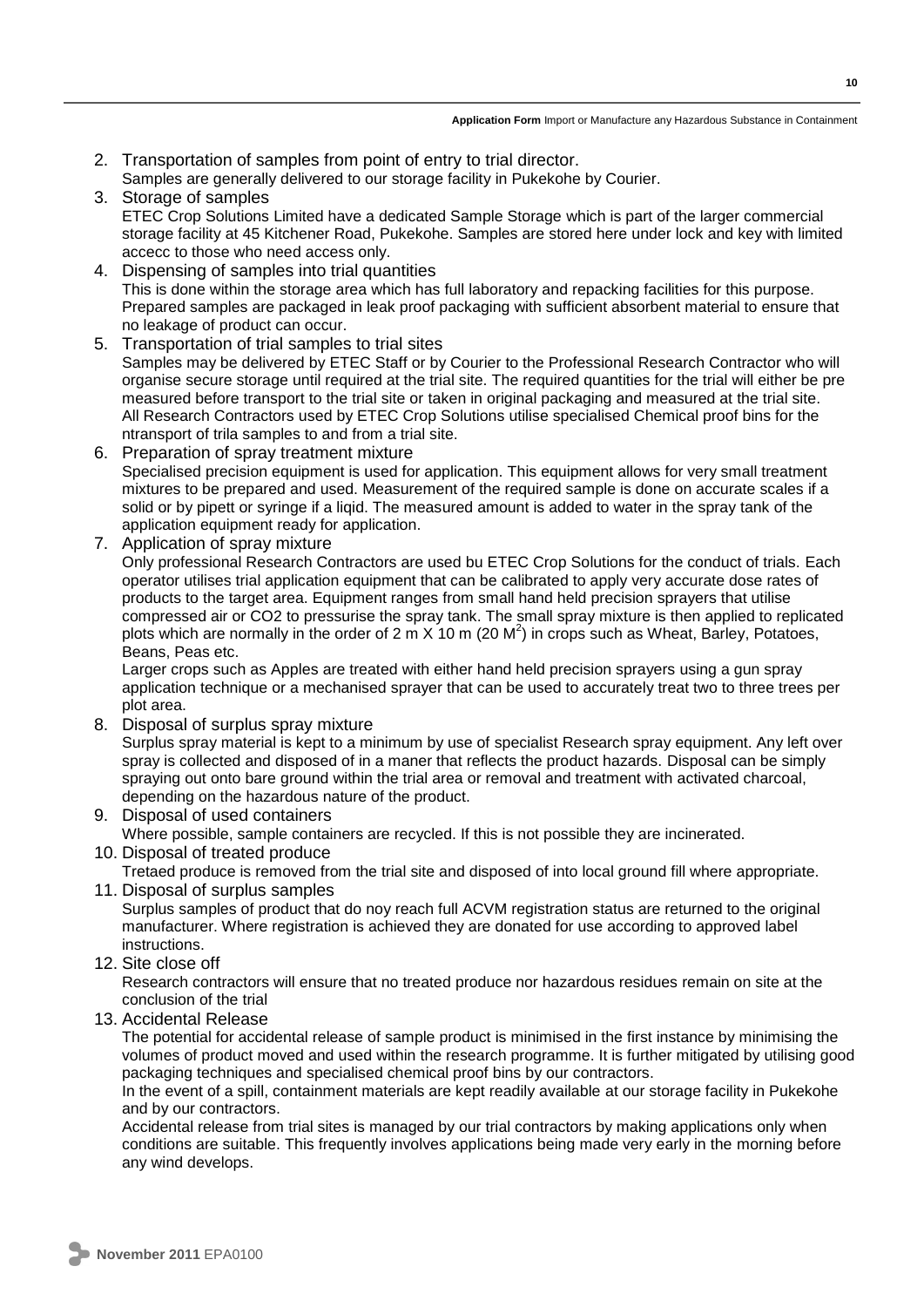2. Transportation of samples from point of entry to trial director.
   Samples are generally delivered to our storage facility in Pukekohe by Courier.
3. Storage of samples
   ETEC Crop Solutions Limited have a dedicated Sample Storage which is part of the larger commercial storage facility at 45 Kitchener Road, Pukekohe. Samples are stored here under lock and key with limited accecc to those who need access only.
4. Dispensing of samples into trial quantities
   This is done within the storage area which has full laboratory and repacking facilities for this purpose. Prepared samples are packaged in leak proof packaging with sufficient absorbent material to ensure that no leakage of product can occur.
5. Transportation of trial samples to trial sites
   Samples may be delivered by ETEC Staff or by Courier to the Professional Research Contractor who will organise secure storage until required at the trial site. The required quantities for the trial will either be pre measured before transport to the trial site or taken in original packaging and measured at the trial site. All Research Contractors used by ETEC Crop Solutions utilise specialised Chemical proof bins for the ntransport of trila samples to and from a trial site.
6. Preparation of spray treatment mixture
   Specialised precision equipment is used for application. This equipment allows for very small treatment mixtures to be prepared and used. Measurement of the required sample is done on accurate scales if a solid or by pipett or syringe if a liqid. The measured amount is added to water in the spray tank of the application equipment ready for application.
7. Application of spray mixture
   Only professional Research Contractors are used bu ETEC Crop Solutions for the conduct of trials. Each operator utilises trial application equipment that can be calibrated to apply very accurate dose rates of products to the target area. Equipment ranges from small hand held precision sprayers that utilise compressed air or CO2 to pressurise the spray tank. The small spray mixture is then applied to replicated plots which are normally in the order of 2 m X 10 m (20 $M^2$) in crops such as Wheat, Barley, Potatoes, Beans, Peas etc.
   Larger crops such as Apples are treated with either hand held precision sprayers using a gun spray application technique or a mechanised sprayer that can be used to accurately treat two to three trees per plot area.
8. Disposal of surplus spray mixture
   Surplus spray material is kept to a minimum by use of specialist Research spray equipment. Any left over spray is collected and disposed of in a maner that reflects the product hazards. Disposal can be simply spraying out onto bare ground within the trial area or removal and treatment with activated charcoal, depending on the hazardous nature of the product.
9. Disposal of used containers
   Where possible, sample containers are recycled. If this is not possible they are incinerated.
10. Disposal of treated produce
    Tretaed produce is removed from the trial site and disposed of into local ground fill where appropriate.
11. Disposal of surplus samples
    Surplus samples of product that do noy reach full ACVM registration status are returned to the original manufacturer. Where registration is achieved they are donated for use according to approved label instructions.
12. Site close off
    Research contractors will ensure that no treated produce nor hazardous residues remain on site at the conclusion of the trial
13. Accidental Release
    The potential for accidental release of sample product is minimised in the first instance by minimising the volumes of product moved and used within the research programme. It is further mitigated by utilising good packaging techniques and specialised chemical proof bins by our contractors.
    In the event of a spill, containment materials are kept readily available at our storage facility in Pukekohe and by our contractors.
    Accidental release from trial sites is managed by our trial contractors by making applications only when conditions are suitable. This frequently involves applications being made very early in the morning before any wind develops.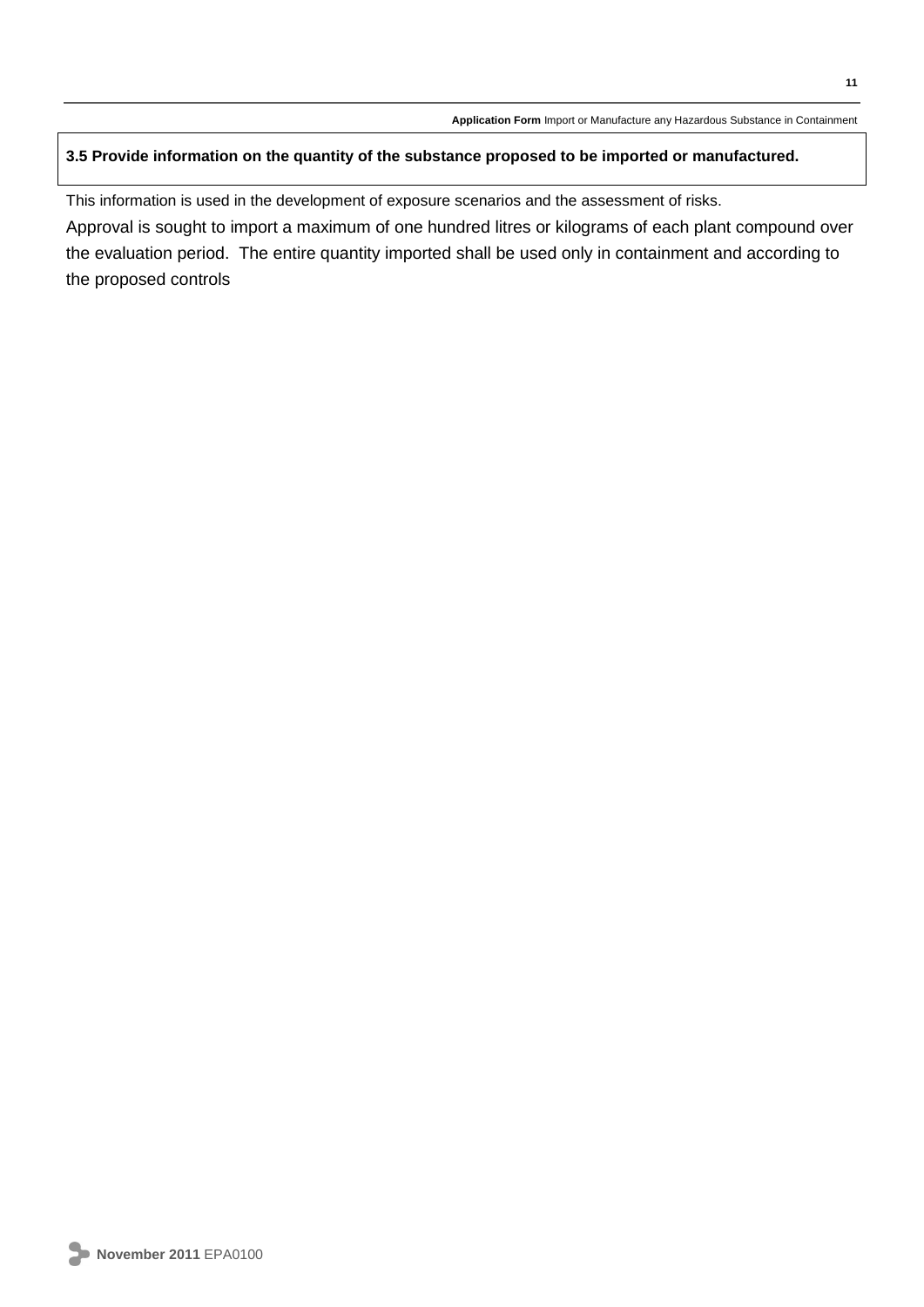**3.5 Provide information on the quantity of the substance proposed to be imported or manufactured.**

This information is used in the development of exposure scenarios and the assessment of risks.

Approval is sought to import a maximum of one hundred litres or kilograms of each plant compound over the evaluation period. The entire quantity imported shall be used only in containment and according to the proposed controls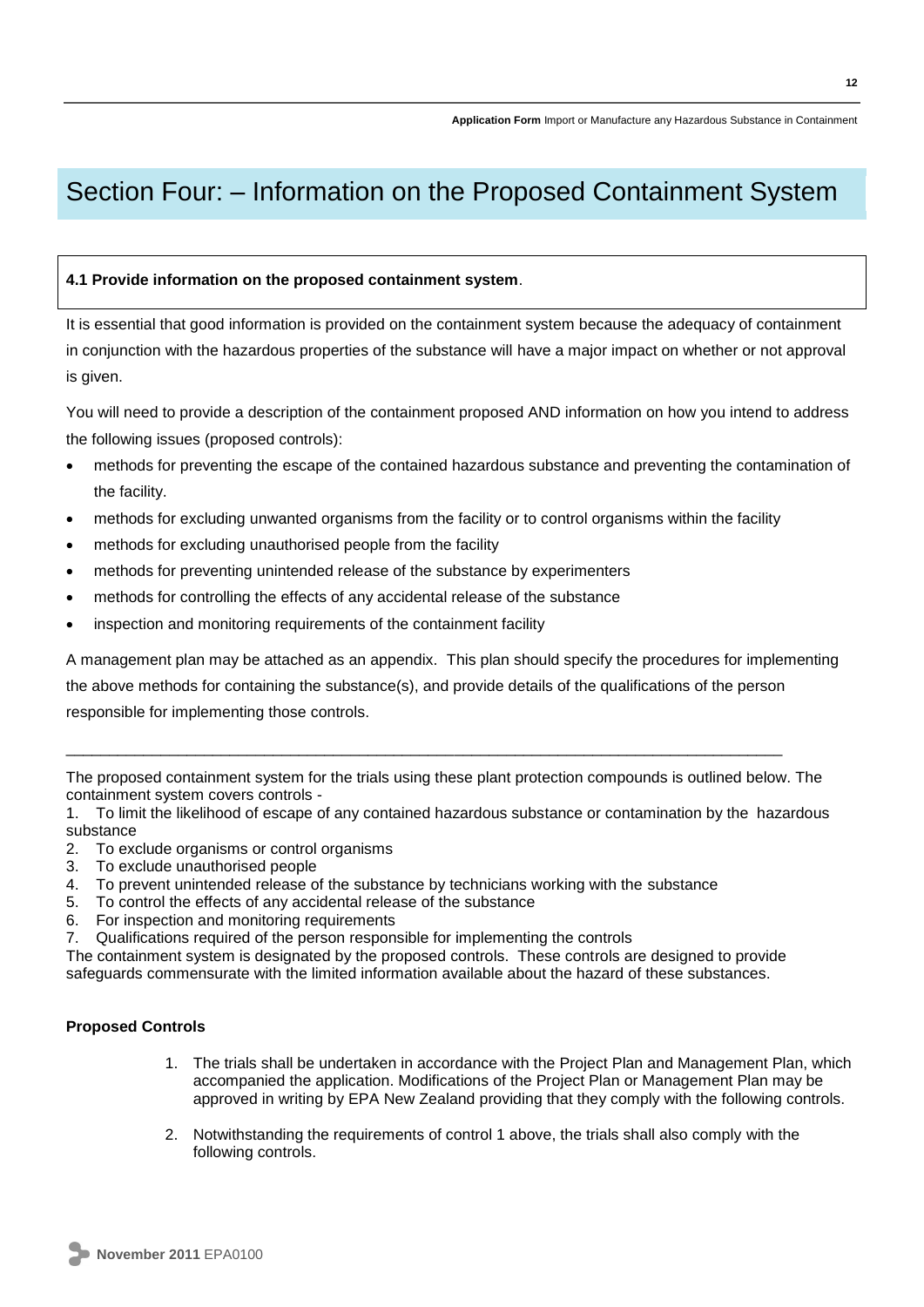# Section Four: – Information on the Proposed Containment System

**4.1 Provide information on the proposed containment system**.

It is essential that good information is provided on the containment system because the adequacy of containment in conjunction with the hazardous properties of the substance will have a major impact on whether or not approval is given.

You will need to provide a description of the containment proposed AND information on how you intend to address the following issues (proposed controls):

- methods for preventing the escape of the contained hazardous substance and preventing the contamination of the facility.
- methods for excluding unwanted organisms from the facility or to control organisms within the facility
- methods for excluding unauthorised people from the facility
- methods for preventing unintended release of the substance by experimenters
- methods for controlling the effects of any accidental release of the substance
- inspection and monitoring requirements of the containment facility

A management plan may be attached as an appendix. This plan should specify the procedures for implementing the above methods for containing the substance(s), and provide details of the qualifications of the person responsible for implementing those controls.

---

The proposed containment system for the trials using these plant protection compounds is outlined below. The containment system covers controls -

1. To limit the likelihood of escape of any contained hazardous substance or contamination by the hazardous substance
2. To exclude organisms or control organisms
3. To exclude unauthorised people
4. To prevent unintended release of the substance by technicians working with the substance
5. To control the effects of any accidental release of the substance
6. For inspection and monitoring requirements
7. Qualifications required of the person responsible for implementing the controls

The containment system is designated by the proposed controls. These controls are designed to provide safeguards commensurate with the limited information available about the hazard of these substances.

**Proposed Controls**

1. The trials shall be undertaken in accordance with the Project Plan and Management Plan, which accompanied the application. Modifications of the Project Plan or Management Plan may be approved in writing by EPA New Zealand providing that they comply with the following controls.

2. Notwithstanding the requirements of control 1 above, the trials shall also comply with the following controls.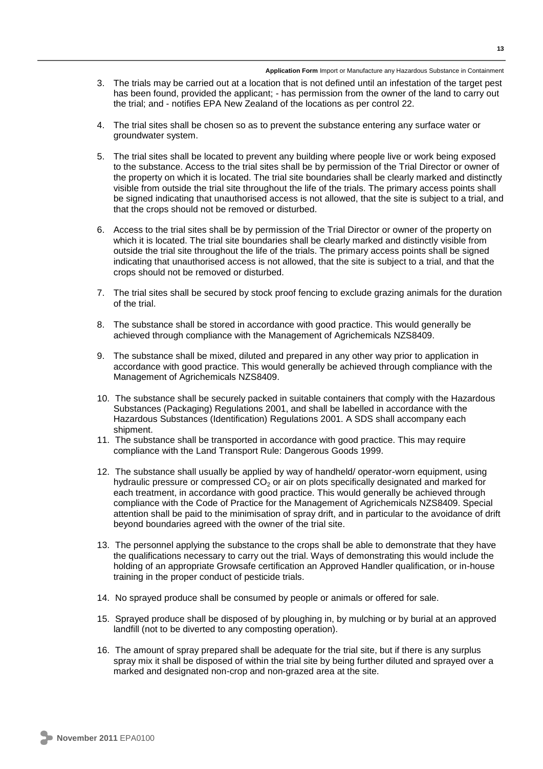3. The trials may be carried out at a location that is not defined until an infestation of the target pest has been found, provided the applicant; - has permission from the owner of the land to carry out the trial; and - notifies EPA New Zealand of the locations as per control 22.

4. The trial sites shall be chosen so as to prevent the substance entering any surface water or groundwater system.

5. The trial sites shall be located to prevent any building where people live or work being exposed to the substance. Access to the trial sites shall be by permission of the Trial Director or owner of the property on which it is located. The trial site boundaries shall be clearly marked and distinctly visible from outside the trial site throughout the life of the trials. The primary access points shall be signed indicating that unauthorised access is not allowed, that the site is subject to a trial, and that the crops should not be removed or disturbed.

6. Access to the trial sites shall be by permission of the Trial Director or owner of the property on which it is located. The trial site boundaries shall be clearly marked and distinctly visible from outside the trial site throughout the life of the trials. The primary access points shall be signed indicating that unauthorised access is not allowed, that the site is subject to a trial, and that the crops should not be removed or disturbed.

7. The trial sites shall be secured by stock proof fencing to exclude grazing animals for the duration of the trial.

8. The substance shall be stored in accordance with good practice. This would generally be achieved through compliance with the Management of Agrichemicals NZS8409.

9. The substance shall be mixed, diluted and prepared in any other way prior to application in accordance with good practice. This would generally be achieved through compliance with the Management of Agrichemicals NZS8409.

10. The substance shall be securely packed in suitable containers that comply with the Hazardous Substances (Packaging) Regulations 2001, and shall be labelled in accordance with the Hazardous Substances (Identification) Regulations 2001. A SDS shall accompany each shipment.

11. The substance shall be transported in accordance with good practice. This may require compliance with the Land Transport Rule: Dangerous Goods 1999.

12. The substance shall usually be applied by way of handheld/ operator-worn equipment, using hydraulic pressure or compressed $CO_2$ or air on plots specifically designated and marked for each treatment, in accordance with good practice. This would generally be achieved through compliance with the Code of Practice for the Management of Agrichemicals NZS8409. Special attention shall be paid to the minimisation of spray drift, and in particular to the avoidance of drift beyond boundaries agreed with the owner of the trial site.

13. The personnel applying the substance to the crops shall be able to demonstrate that they have the qualifications necessary to carry out the trial. Ways of demonstrating this would include the holding of an appropriate Growsafe certification an Approved Handler qualification, or in-house training in the proper conduct of pesticide trials.

14. No sprayed produce shall be consumed by people or animals or offered for sale.

15. Sprayed produce shall be disposed of by ploughing in, by mulching or by burial at an approved landfill (not to be diverted to any composting operation).

16. The amount of spray prepared shall be adequate for the trial site, but if there is any surplus spray mix it shall be disposed of within the trial site by being further diluted and sprayed over a marked and designated non-crop and non-grazed area at the site.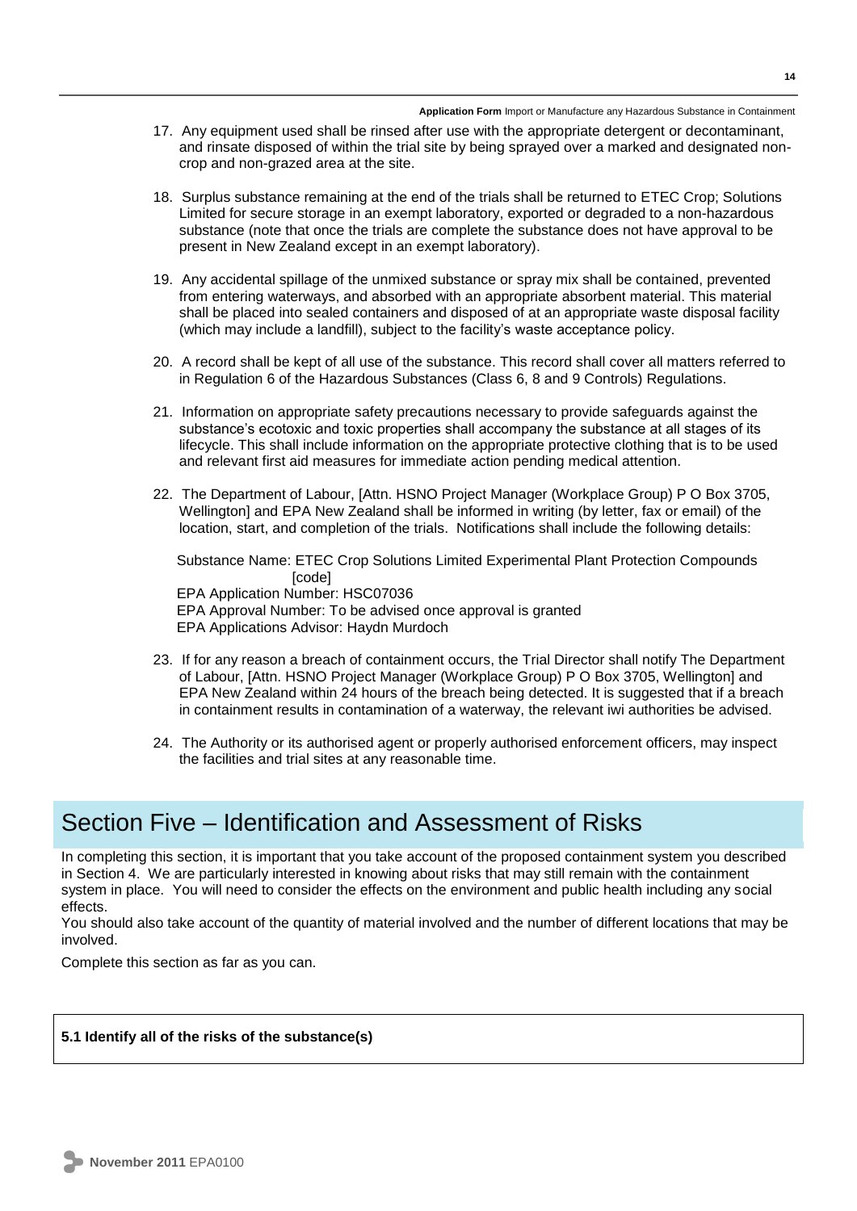17. Any equipment used shall be rinsed after use with the appropriate detergent or decontaminant, and rinsate disposed of within the trial site by being sprayed over a marked and designated non-crop and non-grazed area at the site.

18. Surplus substance remaining at the end of the trials shall be returned to ETEC Crop; Solutions Limited for secure storage in an exempt laboratory, exported or degraded to a non-hazardous substance (note that once the trials are complete the substance does not have approval to be present in New Zealand except in an exempt laboratory).

19. Any accidental spillage of the unmixed substance or spray mix shall be contained, prevented from entering waterways, and absorbed with an appropriate absorbent material. This material shall be placed into sealed containers and disposed of at an appropriate waste disposal facility (which may include a landfill), subject to the facility's waste acceptance policy.

20. A record shall be kept of all use of the substance. This record shall cover all matters referred to in Regulation 6 of the Hazardous Substances (Class 6, 8 and 9 Controls) Regulations.

21. Information on appropriate safety precautions necessary to provide safeguards against the substance's ecotoxic and toxic properties shall accompany the substance at all stages of its lifecycle. This shall include information on the appropriate protective clothing that is to be used and relevant first aid measures for immediate action pending medical attention.

22. The Department of Labour, [Attn. HSNO Project Manager (Workplace Group) P O Box 3705, Wellington] and EPA New Zealand shall be informed in writing (by letter, fax or email) of the location, start, and completion of the trials. Notifications shall include the following details:

    Substance Name: ETEC Crop Solutions Limited Experimental Plant Protection Compounds [code]
    EPA Application Number: HSC07036
    EPA Approval Number: To be advised once approval is granted
    EPA Applications Advisor: Haydn Murdoch

23. If for any reason a breach of containment occurs, the Trial Director shall notify The Department of Labour, [Attn. HSNO Project Manager (Workplace Group) P O Box 3705, Wellington] and EPA New Zealand within 24 hours of the breach being detected. It is suggested that if a breach in containment results in contamination of a waterway, the relevant iwi authorities be advised.

24. The Authority or its authorised agent or properly authorised enforcement officers, may inspect the facilities and trial sites at any reasonable time.

# Section Five – Identification and Assessment of Risks

In completing this section, it is important that you take account of the proposed containment system you described in Section 4. We are particularly interested in knowing about risks that may still remain with the containment system in place. You will need to consider the effects on the environment and public health including any social effects.

You should also take account of the quantity of material involved and the number of different locations that may be involved.

Complete this section as far as you can.

**5.1 Identify all of the risks of the substance(s)**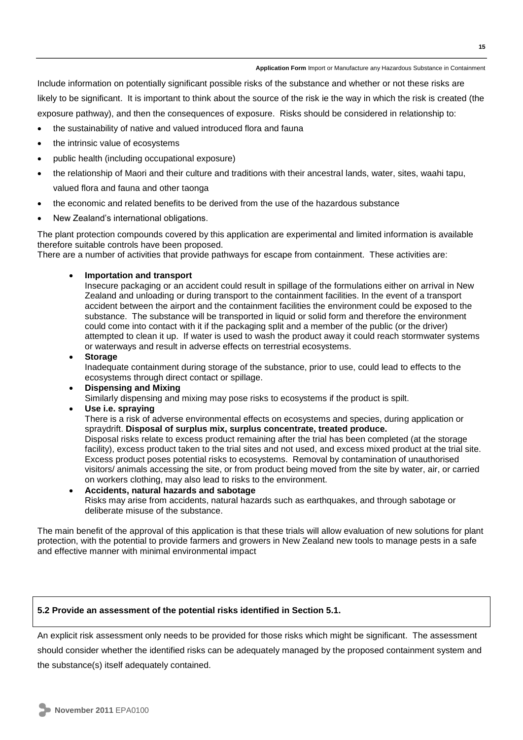Include information on potentially significant possible risks of the substance and whether or not these risks are likely to be significant. It is important to think about the source of the risk ie the way in which the risk is created (the exposure pathway), and then the consequences of exposure. Risks should be considered in relationship to:

- the sustainability of native and valued introduced flora and fauna
- the intrinsic value of ecosystems
- public health (including occupational exposure)
- the relationship of Maori and their culture and traditions with their ancestral lands, water, sites, waahi tapu, valued flora and fauna and other taonga
- the economic and related benefits to be derived from the use of the hazardous substance
- New Zealand's international obligations.

The plant protection compounds covered by this application are experimental and limited information is available therefore suitable controls have been proposed.
There are a number of activities that provide pathways for escape from containment. These activities are:

- **Importation and transport**
  Insecure packaging or an accident could result in spillage of the formulations either on arrival in New Zealand and unloading or during transport to the containment facilities. In the event of a transport accident between the airport and the containment facilities the environment could be exposed to the substance. The substance will be transported in liquid or solid form and therefore the environment could come into contact with it if the packaging split and a member of the public (or the driver) attempted to clean it up. If water is used to wash the product away it could reach stormwater systems or waterways and result in adverse effects on terrestrial ecosystems.
- **Storage**
  Inadequate containment during storage of the substance, prior to use, could lead to effects to the ecosystems through direct contact or spillage.
- **Dispensing and Mixing**
  Similarly dispensing and mixing may pose risks to ecosystems if the product is spilt.
- **Use i.e. spraying**
  There is a risk of adverse environmental effects on ecosystems and species, during application or spraydrift. **Disposal of surplus mix, surplus concentrate, treated produce.**
  Disposal risks relate to excess product remaining after the trial has been completed (at the storage facility), excess product taken to the trial sites and not used, and excess mixed product at the trial site. Excess product poses potential risks to ecosystems. Removal by contamination of unauthorised visitors/ animals accessing the site, or from product being moved from the site by water, air, or carried on workers clothing, may also lead to risks to the environment.
- **Accidents, natural hazards and sabotage**
  Risks may arise from accidents, natural hazards such as earthquakes, and through sabotage or deliberate misuse of the substance.

The main benefit of the approval of this application is that these trials will allow evaluation of new solutions for plant protection, with the potential to provide farmers and growers in New Zealand new tools to manage pests in a safe and effective manner with minimal environmental impact

**5.2 Provide an assessment of the potential risks identified in Section 5.1.**

An explicit risk assessment only needs to be provided for those risks which might be significant. The assessment should consider whether the identified risks can be adequately managed by the proposed containment system and the substance(s) itself adequately contained.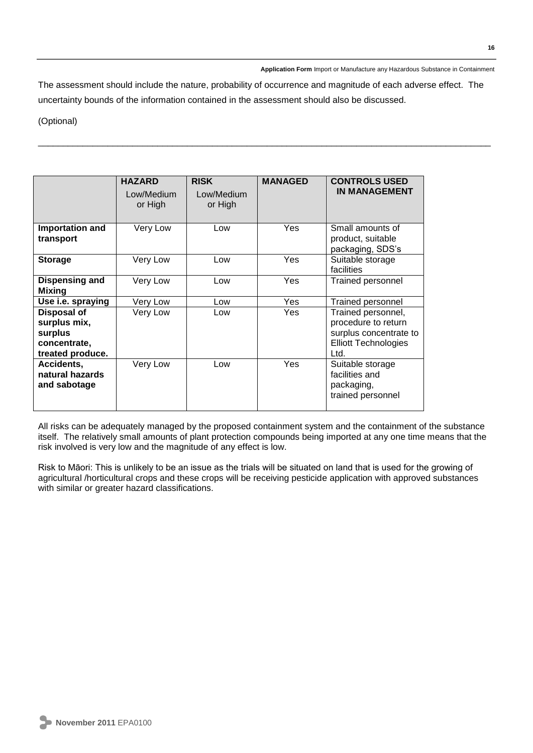The assessment should include the nature, probability of occurrence and magnitude of each adverse effect. The uncertainty bounds of the information contained in the assessment should also be discussed.

(Optional)

______________________________________________________________________________________

| | **HAZARD** Low/Medium or High | **RISK** Low/Medium or High | **MANAGED** | **CONTROLS USED IN MANAGEMENT** |
|---|---|---|---|---|
| **Importation and transport** | Very Low | Low | Yes | Small amounts of product, suitable packaging, SDS's |
| **Storage** | Very Low | Low | Yes | Suitable storage facilities |
| **Dispensing and Mixing** | Very Low | Low | Yes | Trained personnel |
| **Use i.e. spraying** | Very Low | Low | Yes | Trained personnel |
| **Disposal of surplus mix, surplus concentrate, treated produce.** | Very Low | Low | Yes | Trained personnel, procedure to return surplus concentrate to Elliott Technologies Ltd. |
| **Accidents, natural hazards and sabotage** | Very Low | Low | Yes | Suitable storage facilities and packaging, trained personnel |

All risks can be adequately managed by the proposed containment system and the containment of the substance itself. The relatively small amounts of plant protection compounds being imported at any one time means that the risk involved is very low and the magnitude of any effect is low.

Risk to Māori: This is unlikely to be an issue as the trials will be situated on land that is used for the growing of agricultural /horticultural crops and these crops will be receiving pesticide application with approved substances with similar or greater hazard classifications.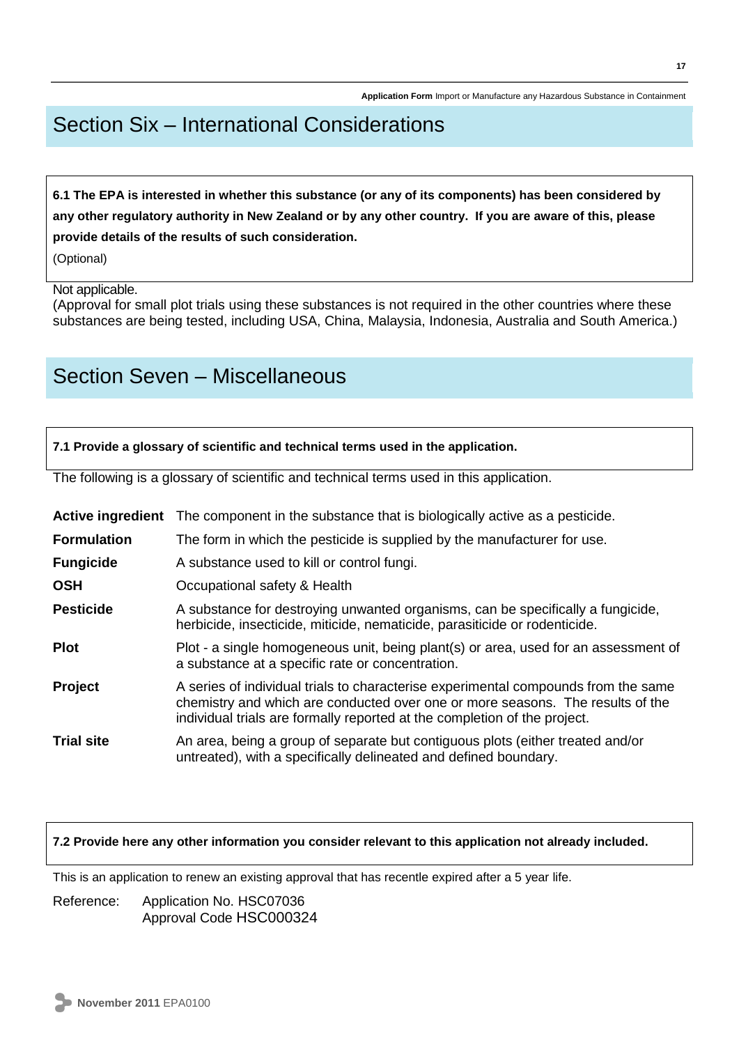# Section Six – International Considerations

**6.1 The EPA is interested in whether this substance (or any of its components) has been considered by any other regulatory authority in New Zealand or by any other country. If you are aware of this, please provide details of the results of such consideration.**

(Optional)

Not applicable.

(Approval for small plot trials using these substances is not required in the other countries where these substances are being tested, including USA, China, Malaysia, Indonesia, Australia and South America.)

# Section Seven – Miscellaneous

**7.1 Provide a glossary of scientific and technical terms used in the application.**

The following is a glossary of scientific and technical terms used in this application.

| | |
|---|---|
| **Active ingredient** | The component in the substance that is biologically active as a pesticide. |
| **Formulation** | The form in which the pesticide is supplied by the manufacturer for use. |
| **Fungicide** | A substance used to kill or control fungi. |
| **OSH** | Occupational safety & Health |
| **Pesticide** | A substance for destroying unwanted organisms, can be specifically a fungicide, herbicide, insecticide, miticide, nematicide, parasiticide or rodenticide. |
| **Plot** | Plot - a single homogeneous unit, being plant(s) or area, used for an assessment of a substance at a specific rate or concentration. |
| **Project** | A series of individual trials to characterise experimental compounds from the same chemistry and which are conducted over one or more seasons. The results of the individual trials are formally reported at the completion of the project. |
| **Trial site** | An area, being a group of separate but contiguous plots (either treated and/or untreated), with a specifically delineated and defined boundary. |

**7.2 Provide here any other information you consider relevant to this application not already included.**

This is an application to renew an existing approval that has recentle expired after a 5 year life.

Reference: Application No. HSC07036
Approval Code HSC000324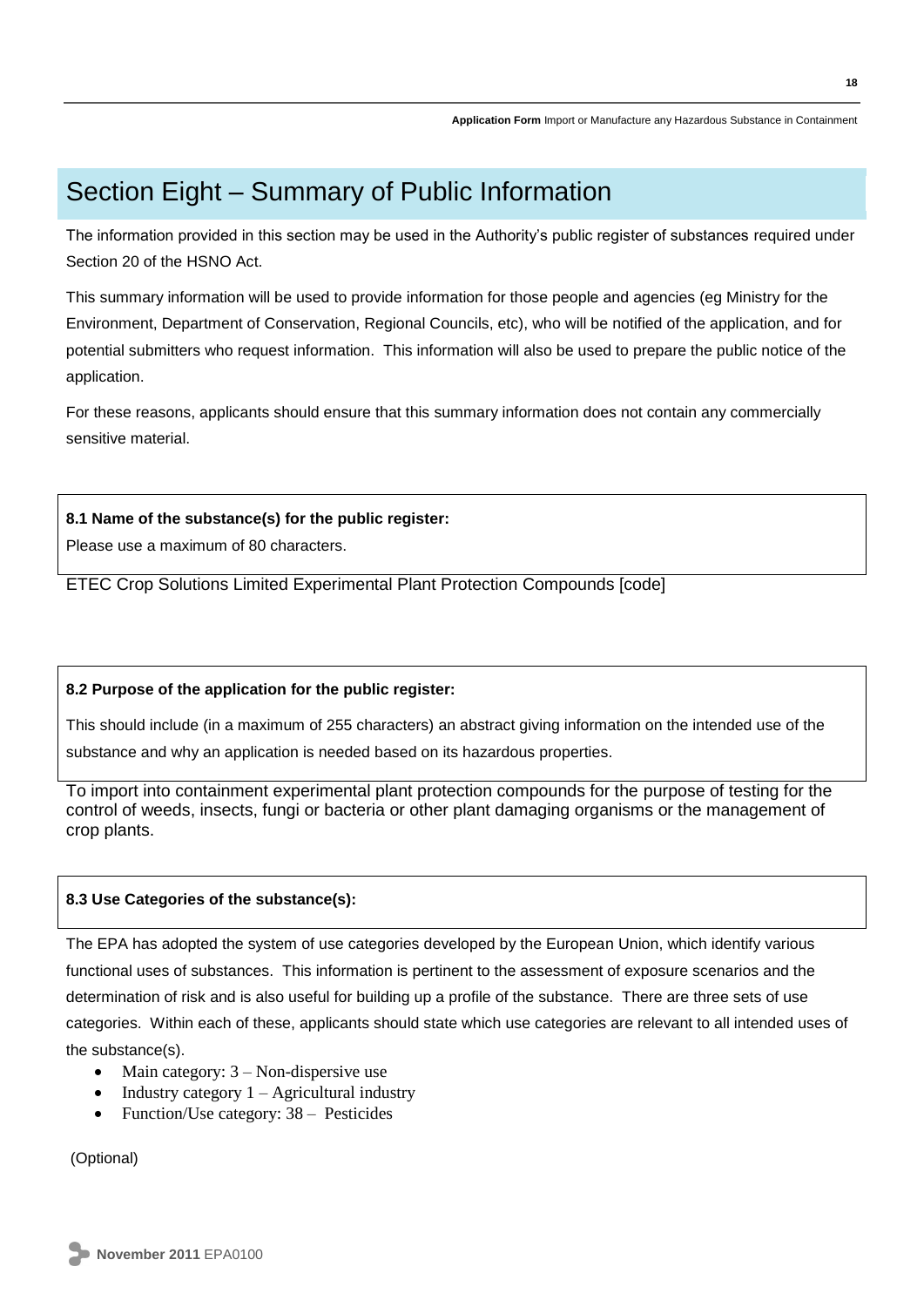# Section Eight – Summary of Public Information

The information provided in this section may be used in the Authority's public register of substances required under Section 20 of the HSNO Act.

This summary information will be used to provide information for those people and agencies (eg Ministry for the Environment, Department of Conservation, Regional Councils, etc), who will be notified of the application, and for potential submitters who request information. This information will also be used to prepare the public notice of the application.

For these reasons, applicants should ensure that this summary information does not contain any commercially sensitive material.

**8.1 Name of the substance(s) for the public register:**

Please use a maximum of 80 characters.

ETEC Crop Solutions Limited Experimental Plant Protection Compounds [code]

**8.2 Purpose of the application for the public register:**

This should include (in a maximum of 255 characters) an abstract giving information on the intended use of the substance and why an application is needed based on its hazardous properties.

To import into containment experimental plant protection compounds for the purpose of testing for the control of weeds, insects, fungi or bacteria or other plant damaging organisms or the management of crop plants.

**8.3 Use Categories of the substance(s):**

The EPA has adopted the system of use categories developed by the European Union, which identify various functional uses of substances. This information is pertinent to the assessment of exposure scenarios and the determination of risk and is also useful for building up a profile of the substance. There are three sets of use categories. Within each of these, applicants should state which use categories are relevant to all intended uses of the substance(s).

- Main category: 3 – Non-dispersive use
- Industry category 1 – Agricultural industry
- Function/Use category: 38 – Pesticides

(Optional)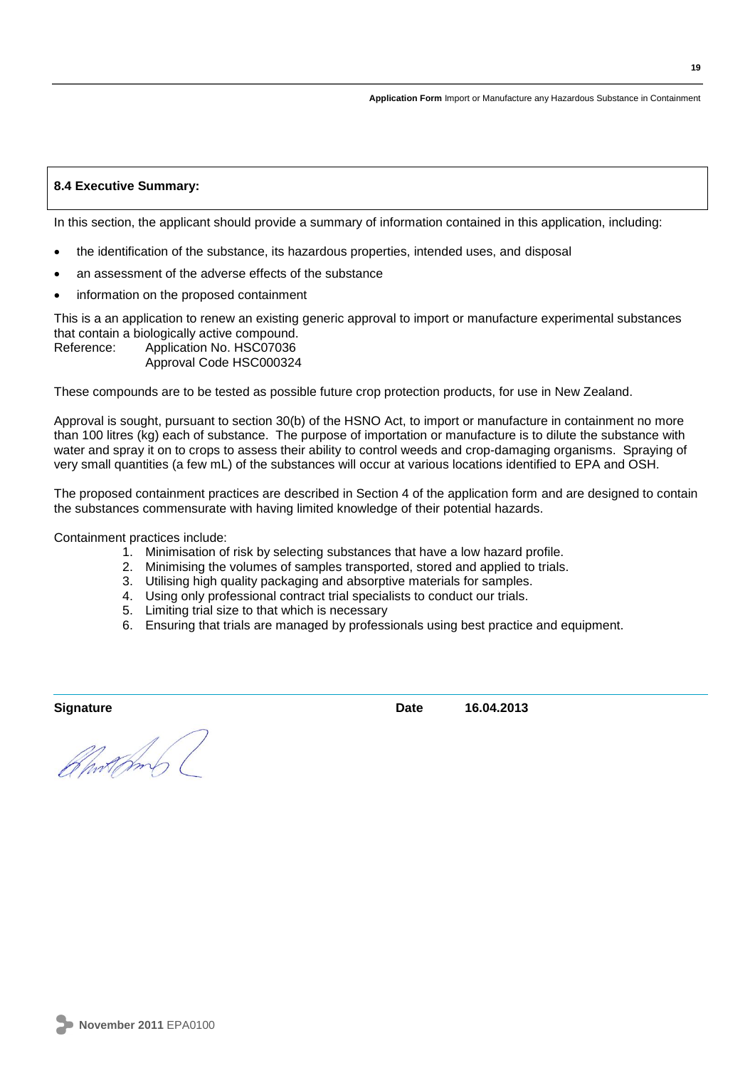### 8.4 Executive Summary:

In this section, the applicant should provide a summary of information contained in this application, including:

- the identification of the substance, its hazardous properties, intended uses, and disposal
- an assessment of the adverse effects of the substance
- information on the proposed containment

This is a an application to renew an existing generic approval to import or manufacture experimental substances that contain a biologically active compound.

Reference: Application No. HSC07036
Approval Code HSC000324

These compounds are to be tested as possible future crop protection products, for use in New Zealand.

Approval is sought, pursuant to section 30(b) of the HSNO Act, to import or manufacture in containment no more than 100 litres (kg) each of substance. The purpose of importation or manufacture is to dilute the substance with water and spray it on to crops to assess their ability to control weeds and crop-damaging organisms. Spraying of very small quantities (a few mL) of the substances will occur at various locations identified to EPA and OSH.

The proposed containment practices are described in Section 4 of the application form and are designed to contain the substances commensurate with having limited knowledge of their potential hazards.

Containment practices include:

1. Minimisation of risk by selecting substances that have a low hazard profile.
2. Minimising the volumes of samples transported, stored and applied to trials.
3. Utilising high quality packaging and absorptive materials for samples.
4. Using only professional contract trial specialists to conduct our trials.
5. Limiting trial size to that which is necessary
6. Ensuring that trials are managed by professionals using best practice and equipment.

**Signature** **Date** **16.04.2013**